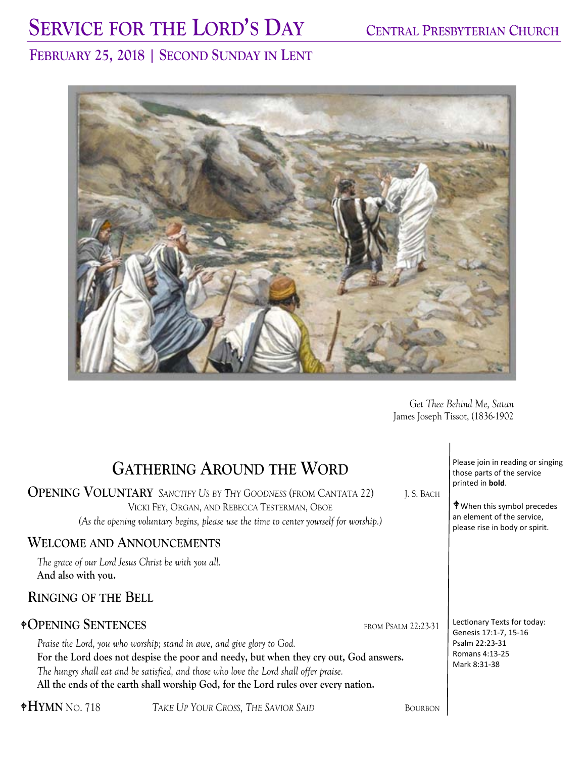# SERVICE FOR THE LORD'S DAY

CENTRAL PRESBYTERIAN CHURCH

## FEBRUARY 25, 2018 | SECOND SUNDAY IN LENT

*Get Thee Behind Me, Satan*
James Joseph Tissot, (1836-1902

Please join in reading or singing those parts of the service printed in **bold**.

✟When this symbol precedes an element of the service, please rise in body or spirit.

## GATHERING AROUND THE WORD

**OPENING VOLUNTARY** *SANCTIFY US BY THY GOODNESS* (FROM CANTATA 22) — J. S. BACH
VICKI FEY, ORGAN, AND REBECCA TESTERMAN, OBOE
*(As the opening voluntary begins, please use the time to center yourself for worship.)*

**WELCOME AND ANNOUNCEMENTS**

*The grace of our Lord Jesus Christ be with you all.*
**And also with you.**

**RINGING OF THE BELL**

**✟OPENING SENTENCES** — FROM PSALM 22:23-31

Lectionary Texts for today:
Genesis 17:1-7, 15-16
Psalm 22:23-31
Romans 4:13-25
Mark 8:31-38

*Praise the Lord, you who worship; stand in awe, and give glory to God.*
**For the Lord does not despise the poor and needy, but when they cry out, God answers.**
*The hungry shall eat and be satisfied, and those who love the Lord shall offer praise.*
**All the ends of the earth shall worship God, for the Lord rules over every nation.**

**✟HYMN** NO. 718 — *TAKE UP YOUR CROSS, THE SAVIOR SAID* — BOURBON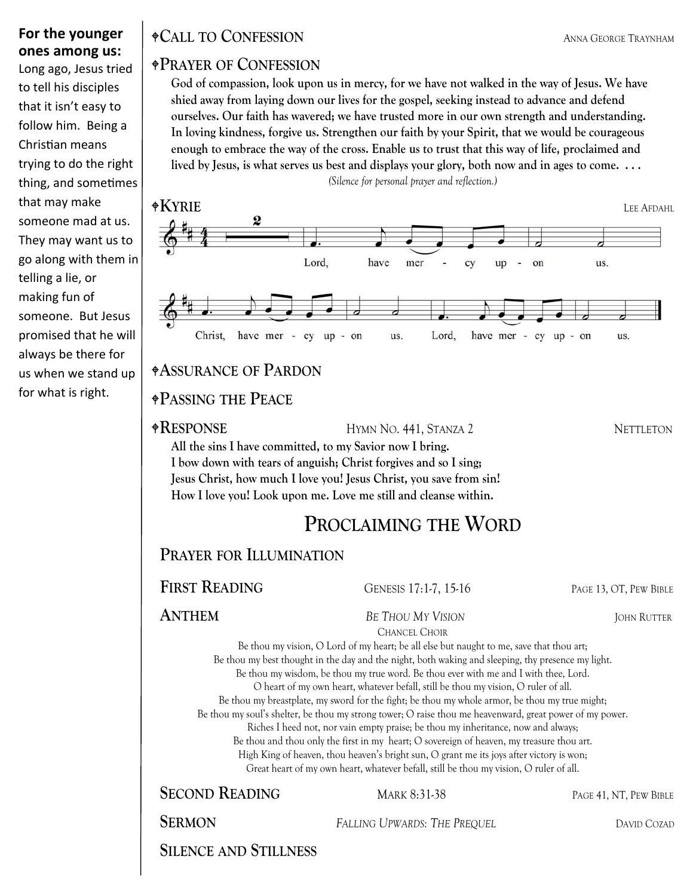**For the younger ones among us:**
Long ago, Jesus tried to tell his disciples that it isn't easy to follow him. Being a Christian means trying to do the right thing, and sometimes that may make someone mad at us. They may want us to go along with them in telling a lie, or making fun of someone. But Jesus promised that he will always be there for us when we stand up for what is right.

### ⌖Call to Confession — Anna George Traynham

### ⌖Prayer of Confession

**God of compassion, look upon us in mercy, for we have not walked in the way of Jesus. We have shied away from laying down our lives for the gospel, seeking instead to advance and defend ourselves. Our faith has wavered; we have trusted more in our own strength and understanding. In loving kindness, forgive us. Strengthen our faith by your Spirit, that we would be courageous enough to embrace the way of the cross. Enable us to trust that this way of life, proclaimed and lived by Jesus, is what serves us best and displays your glory, both now and in ages to come. . . .**

*(Silence for personal prayer and reflection.)*

### ⌖Kyrie — Lee Afdahl

Lord, have mercy upon us.
Christ, have mercy upon us. Lord, have mercy upon us.

### ⌖Assurance of Pardon

### ⌖Passing the Peace

### ⌖Response — Hymn No. 441, Stanza 2 — Nettleton

**All the sins I have committed, to my Savior now I bring.**
**I bow down with tears of anguish; Christ forgives and so I sing;**
**Jesus Christ, how much I love you! Jesus Christ, you save from sin!**
**How I love you! Look upon me. Love me still and cleanse within.**

## Proclaiming the Word

### Prayer for Illumination

### First Reading — Genesis 17:1-7, 15-16 — Page 13, OT, Pew Bible

### Anthem — *Be Thou My Vision* — John Rutter

Chancel Choir

Be thou my vision, O Lord of my heart; be all else but naught to me, save that thou art;
Be thou my best thought in the day and the night, both waking and sleeping, thy presence my light.
Be thou my wisdom, be thou my true word. Be thou ever with me and I with thee, Lord.
O heart of my own heart, whatever befall, still be thou my vision, O ruler of all.
Be thou my breastplate, my sword for the fight; be thou my whole armor, be thou my true might;
Be thou my soul's shelter, be thou my strong tower; O raise thou me heavenward, great power of my power.
Riches I heed not, nor vain empty praise; be thou my inheritance, now and always;
Be thou and thou only the first in my heart; O sovereign of heaven, my treasure thou art.
High King of heaven, thou heaven's bright sun, O grant me its joys after victory is won;
Great heart of my own heart, whatever befall, still be thou my vision, O ruler of all.

### Second Reading — Mark 8:31-38 — Page 41, NT, Pew Bible

### Sermon — *Falling Upwards: The Prequel* — David Cozad

### Silence and Stillness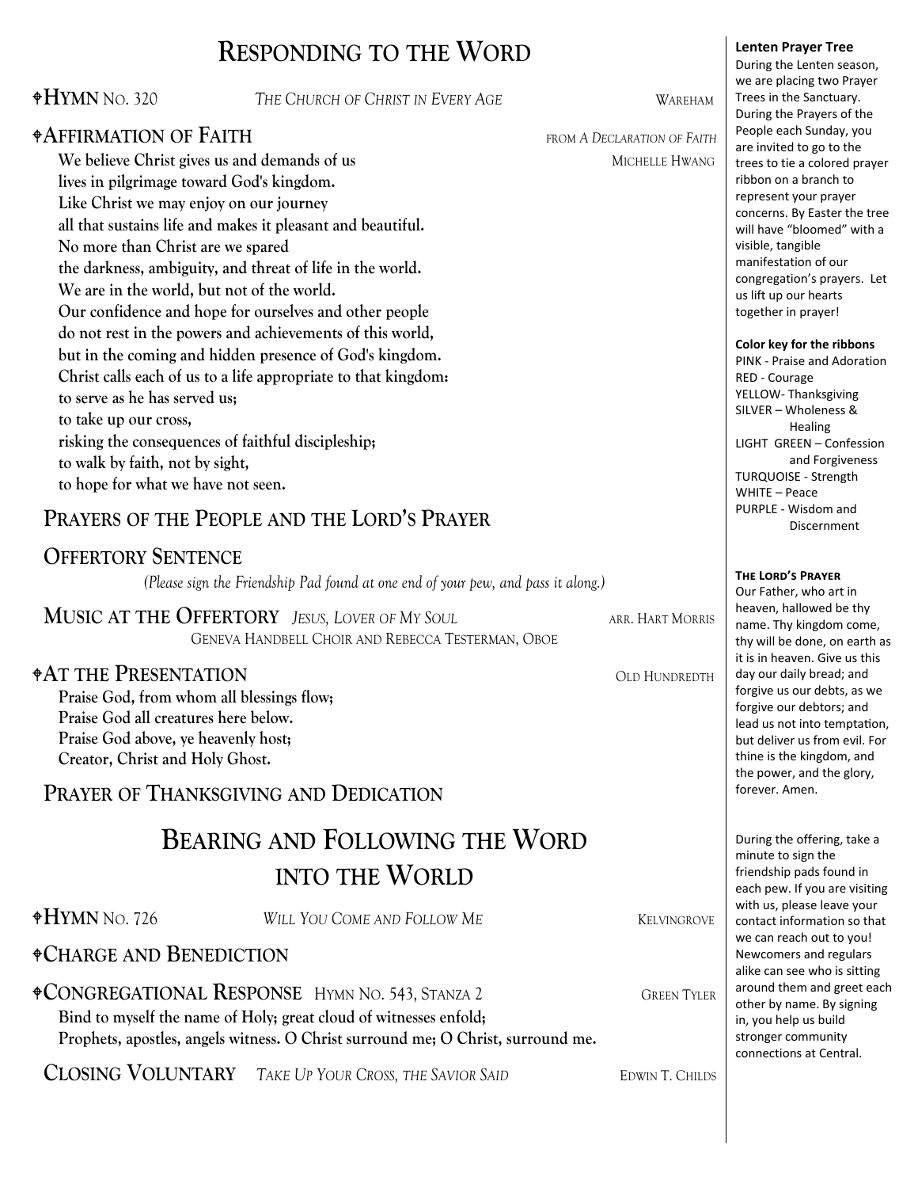# Responding to the Word

**⸸Hymn** No. 320 — *The Church of Christ in Every Age* — Wareham

**⸸Affirmation of Faith** — from *A Declaration of Faith* — Michelle Hwang

**We believe Christ gives us and demands of us**
**lives in pilgrimage toward God's kingdom.**
**Like Christ we may enjoy on our journey**
**all that sustains life and makes it pleasant and beautiful.**
**No more than Christ are we spared**
**the darkness, ambiguity, and threat of life in the world.**
**We are in the world, but not of the world.**
**Our confidence and hope for ourselves and other people**
**do not rest in the powers and achievements of this world,**
**but in the coming and hidden presence of God's kingdom.**
**Christ calls each of us to a life appropriate to that kingdom:**
**to serve as he has served us;**
**to take up our cross,**
**risking the consequences of faithful discipleship;**
**to walk by faith, not by sight,**
**to hope for what we have not seen.**

**Prayers of the People and the Lord's Prayer**

**Offertory Sentence**

*(Please sign the Friendship Pad found at one end of your pew, and pass it along.)*

**Music at the Offertory** — *Jesus, Lover of My Soul* — arr. Hart Morris
Geneva Handbell Choir and Rebecca Testerman, Oboe

**⸸At the Presentation** — Old Hundredth

**Praise God, from whom all blessings flow;**
**Praise God all creatures here below.**
**Praise God above, ye heavenly host;**
**Creator, Christ and Holy Ghost.**

**Prayer of Thanksgiving and Dedication**

# Bearing and Following the Word into the World

**⸸Hymn** No. 726 — *Will You Come and Follow Me* — Kelvingrove

**⸸Charge and Benediction**

**⸸Congregational Response** — Hymn No. 543, Stanza 2 — Green Tyler

**Bind to myself the name of Holy; great cloud of witnesses enfold;**
**Prophets, apostles, angels witness. O Christ surround me; O Christ, surround me.**

**Closing Voluntary** — *Take Up Your Cross, the Savior Said* — Edwin T. Childs

---

**Lenten Prayer Tree**

During the Lenten season, we are placing two Prayer Trees in the Sanctuary. During the Prayers of the People each Sunday, you are invited to go to the trees to tie a colored prayer ribbon on a branch to represent your prayer concerns. By Easter the tree will have "bloomed" with a visible, tangible manifestation of our congregation's prayers. Let us lift up our hearts together in prayer!

**Color key for the ribbons**

PINK - Praise and Adoration
RED - Courage
YELLOW- Thanksgiving
SILVER – Wholeness & Healing
LIGHT GREEN – Confession and Forgiveness
TURQUOISE - Strength
WHITE – Peace
PURPLE - Wisdom and Discernment

**The Lord's Prayer**

Our Father, who art in heaven, hallowed be thy name. Thy kingdom come, thy will be done, on earth as it is in heaven. Give us this day our daily bread; and forgive us our debts, as we forgive our debtors; and lead us not into temptation, but deliver us from evil. For thine is the kingdom, and the power, and the glory, forever. Amen.

During the offering, take a minute to sign the friendship pads found in each pew. If you are visiting with us, please leave your contact information so that we can reach out to you! Newcomers and regulars alike can see who is sitting around them and greet each other by name. By signing in, you help us build stronger community connections at Central.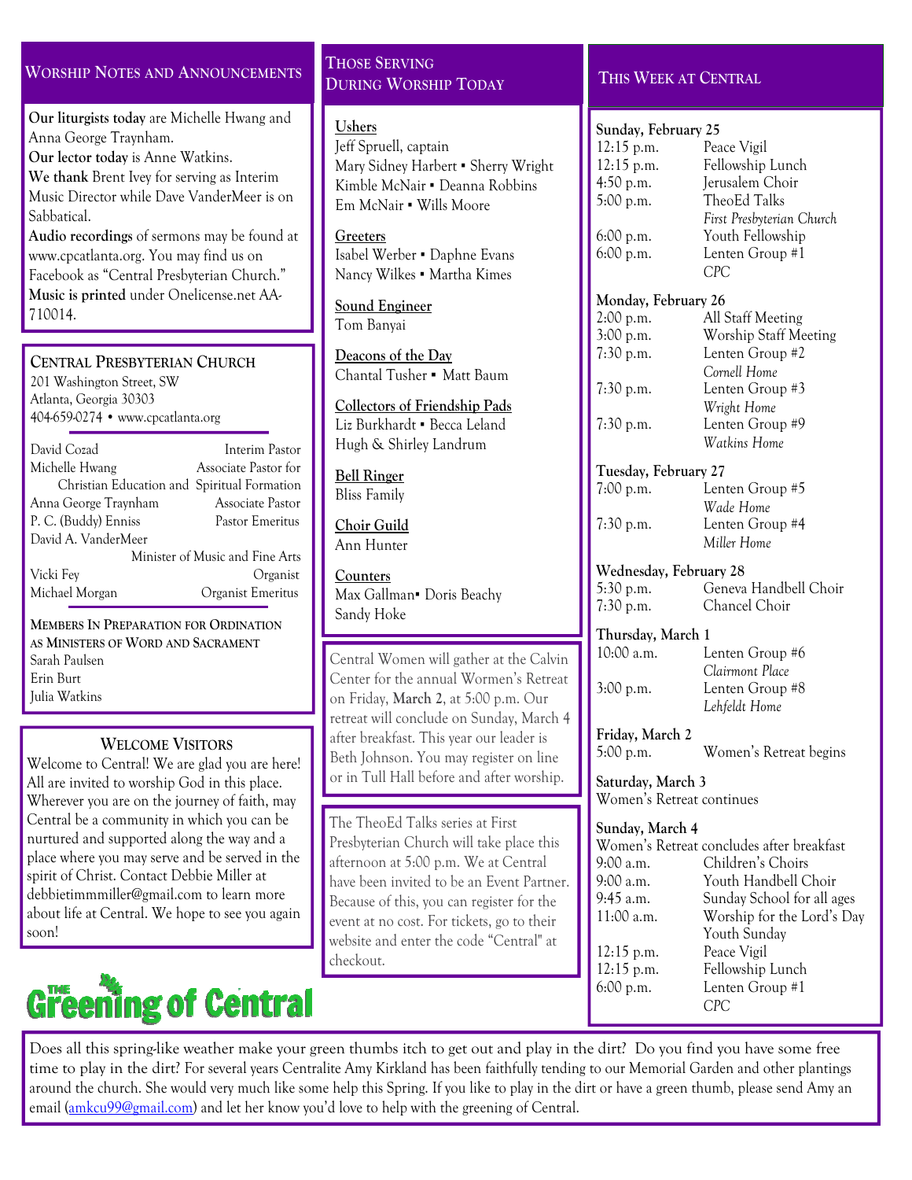## Worship Notes and Announcements

**Our liturgists today** are Michelle Hwang and Anna George Traynham.
**Our lector today** is Anne Watkins.
**We thank** Brent Ivey for serving as Interim Music Director while Dave VanderMeer is on Sabbatical.
**Audio recordings** of sermons may be found at www.cpcatlanta.org. You may find us on Facebook as "Central Presbyterian Church."
**Music is printed** under Onelicense.net AA-710014.

## Central Presbyterian Church

201 Washington Street, SW
Atlanta, Georgia 30303
404-659-0274 • www.cpcatlanta.org

| | |
|---|---|
| David Cozad | Interim Pastor |
| Michelle Hwang | Associate Pastor for Christian Education and Spiritual Formation |
| Anna George Traynham | Associate Pastor |
| P. C. (Buddy) Enniss | Pastor Emeritus |
| David A. VanderMeer | Minister of Music and Fine Arts |
| Vicki Fey | Organist |
| Michael Morgan | Organist Emeritus |

**Members In Preparation for Ordination as Ministers of Word and Sacrament**
Sarah Paulsen
Erin Burt
Julia Watkins

## Welcome Visitors

Welcome to Central! We are glad you are here! All are invited to worship God in this place. Wherever you are on the journey of faith, may Central be a community in which you can be nurtured and supported along the way and a place where you may serve and be served in the spirit of Christ. Contact Debbie Miller at debbietimmmiller@gmail.com to learn more about life at Central. We hope to see you again soon!

## Those Serving During Worship Today

**Ushers**
Jeff Spruell, captain
Mary Sidney Harbert ▪ Sherry Wright
Kimble McNair ▪ Deanna Robbins
Em McNair ▪ Wills Moore

**Greeters**
Isabel Werber ▪ Daphne Evans
Nancy Wilkes ▪ Martha Kimes

**Sound Engineer**
Tom Banyai

**Deacons of the Day**
Chantal Tusher ▪ Matt Baum

**Collectors of Friendship Pads**
Liz Burkhardt ▪ Becca Leland
Hugh & Shirley Landrum

**Bell Ringer**
Bliss Family

**Choir Guild**
Ann Hunter

**Counters**
Max Gallman▪ Doris Beachy
Sandy Hoke

Central Women will gather at the Calvin Center for the annual Women's Retreat on Friday, **March 2**, at 5:00 p.m. Our retreat will conclude on Sunday, March 4 after breakfast. This year our leader is Beth Johnson. You may register on line or in Tull Hall before and after worship.

The TheoEd Talks series at First Presbyterian Church will take place this afternoon at 5:00 p.m. We at Central have been invited to be an Event Partner. Because of this, you can register for the event at no cost. For tickets, go to their website and enter the code "Central" at checkout.

## This Week at Central

**Sunday, February 25**
12:15 p.m. — Peace Vigil
12:15 p.m. — Fellowship Lunch
4:50 p.m. — Jerusalem Choir
5:00 p.m. — TheoEd Talks, *First Presbyterian Church*
6:00 p.m. — Youth Fellowship
6:00 p.m. — Lenten Group #1, *CPC*

**Monday, February 26**
2:00 p.m. — All Staff Meeting
3:00 p.m. — Worship Staff Meeting
7:30 p.m. — Lenten Group #2, *Cornell Home*
7:30 p.m. — Lenten Group #3, *Wright Home*
7:30 p.m. — Lenten Group #9, *Watkins Home*

**Tuesday, February 27**
7:00 p.m. — Lenten Group #5, *Wade Home*
7:30 p.m. — Lenten Group #4, *Miller Home*

**Wednesday, February 28**
5:30 p.m. — Geneva Handbell Choir
7:30 p.m. — Chancel Choir

**Thursday, March 1**
10:00 a.m. — Lenten Group #6, *Clairmont Place*
3:00 p.m. — Lenten Group #8, *Lehfeldt Home*

**Friday, March 2**
5:00 p.m. — Women's Retreat begins

**Saturday, March 3**
Women's Retreat continues

**Sunday, March 4**
Women's Retreat concludes after breakfast
9:00 a.m. — Children's Choirs
9:00 a.m. — Youth Handbell Choir
9:45 a.m. — Sunday School for all ages
11:00 a.m. — Worship for the Lord's Day, Youth Sunday
12:15 p.m. — Peace Vigil
12:15 p.m. — Fellowship Lunch
6:00 p.m. — Lenten Group #1, *CPC*

## The Greening of Central

Does all this spring-like weather make your green thumbs itch to get out and play in the dirt? Do you find you have some free time to play in the dirt? For several years Centralite Amy Kirkland has been faithfully tending to our Memorial Garden and other plantings around the church. She would very much like some help this Spring. If you like to play in the dirt or have a green thumb, please send Amy an email (amkcu99@gmail.com) and let her know you'd love to help with the greening of Central.